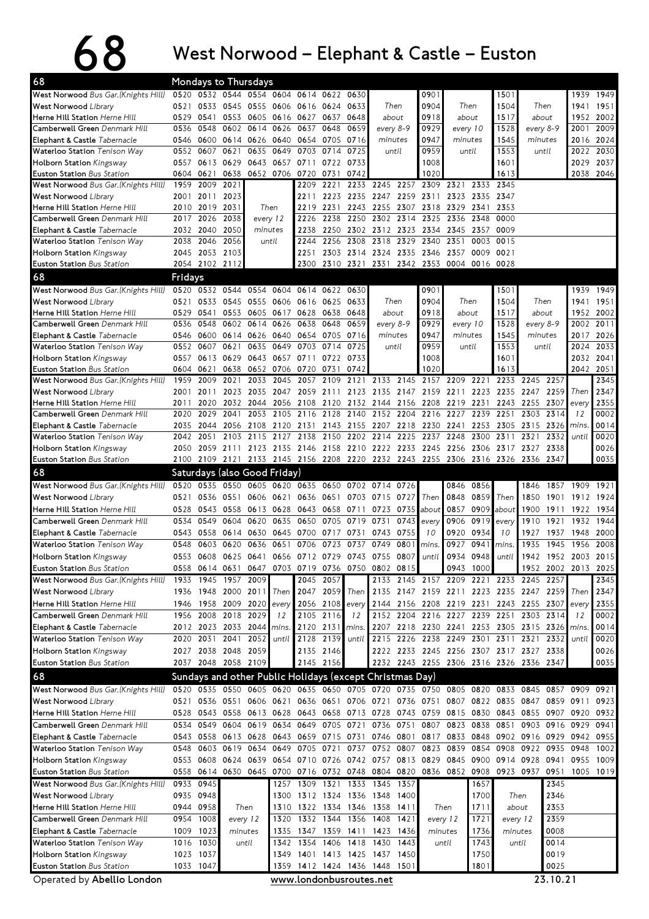# 68 West Norwood – Elephant & Castle – Euston

## Mondays to Thursdays

| 68 | | | | | | | | | | | | | | | | |
|---|---|---|---|---|---|---|---|---|---|---|---|---|---|---|---|---|
| West Norwood *Bus Gar.(Knights Hill)* | 0520 | 0532 | 0544 | 0554 | 0604 | 0614 | 0622 | 0630 | Then | 0901 | Then | 1501 | Then | 1939 | 1949 |
| West Norwood *Library* | 0521 | 0533 | 0545 | 0555 | 0606 | 0616 | 0624 | 0633 | about | 0904 | about | 1504 | about | 1941 | 1951 |
| Herne Hill Station *Herne Hill* | 0529 | 0541 | 0553 | 0605 | 0616 | 0627 | 0637 | 0648 | every 8-9 | 0918 | every 10 | 1517 | every 8-9 | 1952 | 2002 |
| Camberwell Green *Denmark Hill* | 0536 | 0548 | 0602 | 0614 | 0626 | 0637 | 0648 | 0659 | minutes | 0929 | minutes | 1528 | minutes | 2001 | 2009 |
| Elephant & Castle *Tabernacle* | 0546 | 0600 | 0614 | 0626 | 0640 | 0654 | 0705 | 0716 | until | 0947 | until | 1545 | until | 2016 | 2024 |
| Waterloo Station *Tenison Way* | 0552 | 0607 | 0621 | 0635 | 0649 | 0703 | 0714 | 0725 | | 0959 | | 1553 | | 2022 | 2030 |
| Holborn Station *Kingsway* | 0557 | 0613 | 0629 | 0643 | 0657 | 0711 | 0722 | 0733 | | 1008 | | 1601 | | 2029 | 2037 |
| Euston Station *Bus Station* | 0604 | 0621 | 0638 | 0652 | 0706 | 0720 | 0731 | 0742 | | 1020 | | 1613 | | 2038 | 2046 |

| 68 | | | | | | | | | | | | | |
|---|---|---|---|---|---|---|---|---|---|---|---|---|---|
| West Norwood *Bus Gar.(Knights Hill)* | 1959 | 2009 | 2021 | Then | 2209 | 2221 | 2233 | 2245 | 2257 | 2309 | 2321 | 2333 | 2345 |
| West Norwood *Library* | 2001 | 2011 | 2023 | every 12 | 2211 | 2223 | 2235 | 2247 | 2259 | 2311 | 2323 | 2335 | 2347 |
| Herne Hill Station *Herne Hill* | 2010 | 2019 | 2031 | minutes | 2219 | 2231 | 2243 | 2255 | 2307 | 2318 | 2329 | 2341 | 2353 |
| Camberwell Green *Denmark Hill* | 2017 | 2026 | 2038 | until | 2226 | 2238 | 2250 | 2302 | 2314 | 2325 | 2336 | 2348 | 0000 |
| Elephant & Castle *Tabernacle* | 2032 | 2040 | 2050 | | 2238 | 2250 | 2302 | 2312 | 2323 | 2334 | 2345 | 2357 | 0009 |
| Waterloo Station *Tenison Way* | 2038 | 2046 | 2056 | | 2244 | 2256 | 2308 | 2318 | 2329 | 2340 | 2351 | 0003 | 0015 |
| Holborn Station *Kingsway* | 2045 | 2053 | 2103 | | 2251 | 2303 | 2314 | 2324 | 2335 | 2346 | 2357 | 0009 | 0021 |
| Euston Station *Bus Station* | 2054 | 2102 | 2112 | | 2300 | 2310 | 2321 | 2331 | 2342 | 2353 | 0004 | 0016 | 0028 |

## Fridays

| 68 | | | | | | | | | | | | | | | |
|---|---|---|---|---|---|---|---|---|---|---|---|---|---|---|---|
| West Norwood *Bus Gar.(Knights Hill)* | 0520 | 0532 | 0544 | 0554 | 0604 | 0614 | 0622 | 0630 | Then | 0901 | Then | 1501 | Then | 1939 | 1949 |
| West Norwood *Library* | 0521 | 0533 | 0545 | 0555 | 0606 | 0616 | 0625 | 0633 | about | 0904 | about | 1504 | about | 1941 | 1951 |
| Herne Hill Station *Herne Hill* | 0529 | 0541 | 0553 | 0605 | 0617 | 0628 | 0638 | 0648 | every 8-9 | 0918 | every 10 | 1517 | every 8-9 | 1952 | 2002 |
| Camberwell Green *Denmark Hill* | 0536 | 0548 | 0602 | 0614 | 0626 | 0638 | 0648 | 0659 | minutes | 0929 | minutes | 1528 | minutes | 2002 | 2011 |
| Elephant & Castle *Tabernacle* | 0546 | 0600 | 0614 | 0626 | 0640 | 0654 | 0705 | 0716 | until | 0947 | until | 1545 | until | 2017 | 2026 |
| Waterloo Station *Tenison Way* | 0552 | 0607 | 0621 | 0635 | 0649 | 0703 | 0714 | 0725 | | 0959 | | 1553 | | 2024 | 2033 |
| Holborn Station *Kingsway* | 0557 | 0613 | 0629 | 0643 | 0657 | 0711 | 0722 | 0733 | | 1008 | | 1601 | | 2032 | 2041 |
| Euston Station *Bus Station* | 0604 | 0621 | 0638 | 0652 | 0706 | 0720 | 0731 | 0742 | | 1020 | | 1613 | | 2042 | 2051 |

| 68 | | | | | | | | | | | | | | | | | | |
|---|---|---|---|---|---|---|---|---|---|---|---|---|---|---|---|---|---|---|
| West Norwood *Bus Gar.(Knights Hill)* | 1959 | 2009 | 2021 | 2033 | 2045 | 2057 | 2109 | 2121 | 2133 | 2145 | 2157 | 2209 | 2221 | 2233 | 2245 | 2257 | | 2345 |
| West Norwood *Library* | 2001 | 2011 | 2023 | 2035 | 2047 | 2059 | 2111 | 2123 | 2135 | 2147 | 2159 | 2211 | 2223 | 2235 | 2247 | 2259 | Then | 2347 |
| Herne Hill Station *Herne Hill* | 2011 | 2020 | 2032 | 2044 | 2056 | 2108 | 2120 | 2132 | 2144 | 2156 | 2208 | 2219 | 2231 | 2243 | 2255 | 2307 | every | 2355 |
| Camberwell Green *Denmark Hill* | 2020 | 2029 | 2041 | 2053 | 2105 | 2116 | 2128 | 2140 | 2152 | 2204 | 2216 | 2227 | 2239 | 2251 | 2303 | 2314 | 12 | 0002 |
| Elephant & Castle *Tabernacle* | 2035 | 2044 | 2056 | 2108 | 2120 | 2131 | 2143 | 2155 | 2207 | 2218 | 2230 | 2241 | 2253 | 2305 | 2315 | 2326 | mins. | 0014 |
| Waterloo Station *Tenison Way* | 2042 | 2051 | 2103 | 2115 | 2127 | 2138 | 2150 | 2202 | 2214 | 2225 | 2237 | 2248 | 2300 | 2311 | 2321 | 2332 | until | 0020 |
| Holborn Station *Kingsway* | 2050 | 2059 | 2111 | 2123 | 2135 | 2146 | 2158 | 2210 | 2222 | 2233 | 2245 | 2256 | 2306 | 2317 | 2327 | 2338 | | 0026 |
| Euston Station *Bus Station* | 2100 | 2109 | 2121 | 2133 | 2145 | 2156 | 2208 | 2220 | 2232 | 2243 | 2255 | 2306 | 2316 | 2326 | 2336 | 2347 | | 0035 |

## Saturdays (also Good Friday)

| 68 | | | | | | | | | | | | | | | | | | | |
|---|---|---|---|---|---|---|---|---|---|---|---|---|---|---|---|---|---|---|---|
| West Norwood *Bus Gar.(Knights Hill)* | 0520 | 0535 | 0550 | 0605 | 0620 | 0635 | 0650 | 0702 | 0714 | 0726 | | 0846 | 0856 | | 1846 | 1857 | 1909 | 1921 |
| West Norwood *Library* | 0521 | 0536 | 0551 | 0606 | 0621 | 0636 | 0651 | 0703 | 0715 | 0727 | Then | 0848 | 0859 | Then | 1850 | 1901 | 1912 | 1924 |
| Herne Hill Station *Herne Hill* | 0528 | 0543 | 0558 | 0613 | 0628 | 0643 | 0658 | 0711 | 0723 | 0735 | about | 0857 | 0909 | about | 1900 | 1911 | 1922 | 1934 |
| Camberwell Green *Denmark Hill* | 0534 | 0549 | 0604 | 0620 | 0635 | 0650 | 0705 | 0719 | 0731 | 0743 | every | 0906 | 0919 | every | 1910 | 1921 | 1932 | 1944 |
| Elephant & Castle *Tabernacle* | 0543 | 0558 | 0614 | 0630 | 0645 | 0700 | 0717 | 0731 | 0743 | 0755 | 10 | 0920 | 0934 | 10 | 1927 | 1937 | 1948 | 2000 |
| Waterloo Station *Tenison Way* | 0548 | 0603 | 0620 | 0636 | 0651 | 0706 | 0723 | 0737 | 0749 | 0801 | mins. | 0927 | 0941 | mins. | 1935 | 1945 | 1956 | 2008 |
| Holborn Station *Kingsway* | 0553 | 0608 | 0625 | 0641 | 0656 | 0712 | 0729 | 0743 | 0755 | 0807 | until | 0934 | 0948 | until | 1942 | 1952 | 2003 | 2015 |
| Euston Station *Bus Station* | 0558 | 0614 | 0631 | 0647 | 0703 | 0719 | 0736 | 0750 | 0802 | 0815 | | 0943 | 1000 | | 1952 | 2002 | 2013 | 2025 |

| 68 | | | | | | | | | | | | | | | | | | |
|---|---|---|---|---|---|---|---|---|---|---|---|---|---|---|---|---|---|---|
| West Norwood *Bus Gar.(Knights Hill)* | 1933 | 1945 | 1957 | 2009 | | 2045 | 2057 | | 2133 | 2145 | 2157 | 2209 | 2221 | 2233 | 2245 | 2257 | | 2345 |
| West Norwood *Library* | 1936 | 1948 | 2000 | 2011 | Then | 2047 | 2059 | Then | 2135 | 2147 | 2159 | 2211 | 2223 | 2235 | 2247 | 2259 | Then | 2347 |
| Herne Hill Station *Herne Hill* | 1946 | 1958 | 2009 | 2020 | every | 2056 | 2108 | every | 2144 | 2156 | 2208 | 2219 | 2231 | 2243 | 2255 | 2307 | every | 2355 |
| Camberwell Green *Denmark Hill* | 1956 | 2008 | 2018 | 2029 | 12 | 2105 | 2116 | 12 | 2152 | 2204 | 2216 | 2227 | 2239 | 2251 | 2303 | 2314 | 12 | 0002 |
| Elephant & Castle *Tabernacle* | 2012 | 2023 | 2033 | 2044 | mins. | 2120 | 2131 | mins. | 2207 | 2218 | 2230 | 2241 | 2253 | 2305 | 2315 | 2326 | mins. | 0014 |
| Waterloo Station *Tenison Way* | 2020 | 2031 | 2041 | 2052 | until | 2128 | 2139 | until | 2215 | 2226 | 2238 | 2249 | 2301 | 2311 | 2321 | 2332 | until | 0020 |
| Holborn Station *Kingsway* | 2027 | 2038 | 2048 | 2059 | | 2135 | 2146 | | 2222 | 2233 | 2245 | 2256 | 2307 | 2317 | 2327 | 2338 | | 0026 |
| Euston Station *Bus Station* | 2037 | 2048 | 2058 | 2109 | | 2145 | 2156 | | 2232 | 2243 | 2255 | 2306 | 2316 | 2326 | 2336 | 2347 | | 0035 |

## Sundays and other Public Holidays (except Christmas Day)

| 68 | | | | | | | | | | | | | | | | | | |
|---|---|---|---|---|---|---|---|---|---|---|---|---|---|---|---|---|---|---|
| West Norwood *Bus Gar.(Knights Hill)* | 0520 | 0535 | 0550 | 0605 | 0620 | 0635 | 0650 | 0705 | 0720 | 0735 | 0750 | 0805 | 0820 | 0833 | 0845 | 0857 | 0909 | 0921 |
| West Norwood *Library* | 0521 | 0536 | 0551 | 0606 | 0621 | 0636 | 0651 | 0706 | 0721 | 0736 | 0751 | 0807 | 0822 | 0835 | 0847 | 0859 | 0911 | 0923 |
| Herne Hill Station *Herne Hill* | 0528 | 0543 | 0558 | 0613 | 0628 | 0643 | 0658 | 0713 | 0728 | 0743 | 0759 | 0815 | 0830 | 0843 | 0855 | 0907 | 0920 | 0932 |
| Camberwell Green *Denmark Hill* | 0534 | 0549 | 0604 | 0619 | 0634 | 0649 | 0705 | 0721 | 0736 | 0751 | 0807 | 0823 | 0838 | 0851 | 0903 | 0916 | 0929 | 0941 |
| Elephant & Castle *Tabernacle* | 0543 | 0558 | 0613 | 0628 | 0643 | 0659 | 0715 | 0731 | 0746 | 0801 | 0817 | 0833 | 0848 | 0902 | 0916 | 0929 | 0942 | 0955 |
| Waterloo Station *Tenison Way* | 0548 | 0603 | 0619 | 0634 | 0649 | 0705 | 0721 | 0737 | 0752 | 0807 | 0823 | 0839 | 0854 | 0908 | 0922 | 0935 | 0948 | 1002 |
| Holborn Station *Kingsway* | 0553 | 0608 | 0624 | 0639 | 0654 | 0710 | 0726 | 0742 | 0757 | 0813 | 0829 | 0845 | 0900 | 0914 | 0928 | 0941 | 0955 | 1009 |
| Euston Station *Bus Station* | 0558 | 0614 | 0630 | 0645 | 0700 | 0716 | 0732 | 0748 | 0804 | 0820 | 0836 | 0852 | 0908 | 0923 | 0937 | 0951 | 1005 | 1019 |

| 68 | | | | | | | | | | | | | |
|---|---|---|---|---|---|---|---|---|---|---|---|---|---|
| West Norwood *Bus Gar.(Knights Hill)* | 0933 | 0945 | | 1257 | 1309 | 1321 | 1333 | 1345 | 1357 | | 1657 | | 2345 |
| West Norwood *Library* | 0935 | 0948 | | 1300 | 1312 | 1324 | 1336 | 1348 | 1400 | | 1700 | Then | 2346 |
| Herne Hill Station *Herne Hill* | 0944 | 0958 | Then | 1310 | 1322 | 1334 | 1346 | 1358 | 1411 | Then | 1711 | about | 2353 |
| Camberwell Green *Denmark Hill* | 0954 | 1008 | every 12 | 1320 | 1332 | 1344 | 1356 | 1408 | 1421 | every 12 | 1721 | every 12 | 2359 |
| Elephant & Castle *Tabernacle* | 1009 | 1023 | minutes | 1335 | 1347 | 1359 | 1411 | 1423 | 1436 | minutes | 1736 | minutes | 0008 |
| Waterloo Station *Tenison Way* | 1016 | 1030 | until | 1342 | 1354 | 1406 | 1418 | 1430 | 1443 | until | 1743 | until | 0014 |
| Holborn Station *Kingsway* | 1023 | 1037 | | 1349 | 1401 | 1413 | 1425 | 1437 | 1450 | | 1750 | | 0019 |
| Euston Station *Bus Station* | 1033 | 1047 | | 1359 | 1412 | 1424 | 1436 | 1448 | 1501 | | 1801 | | 0025 |

Operated by **Abellio London**    www.londonbusroutes.net    23.10.21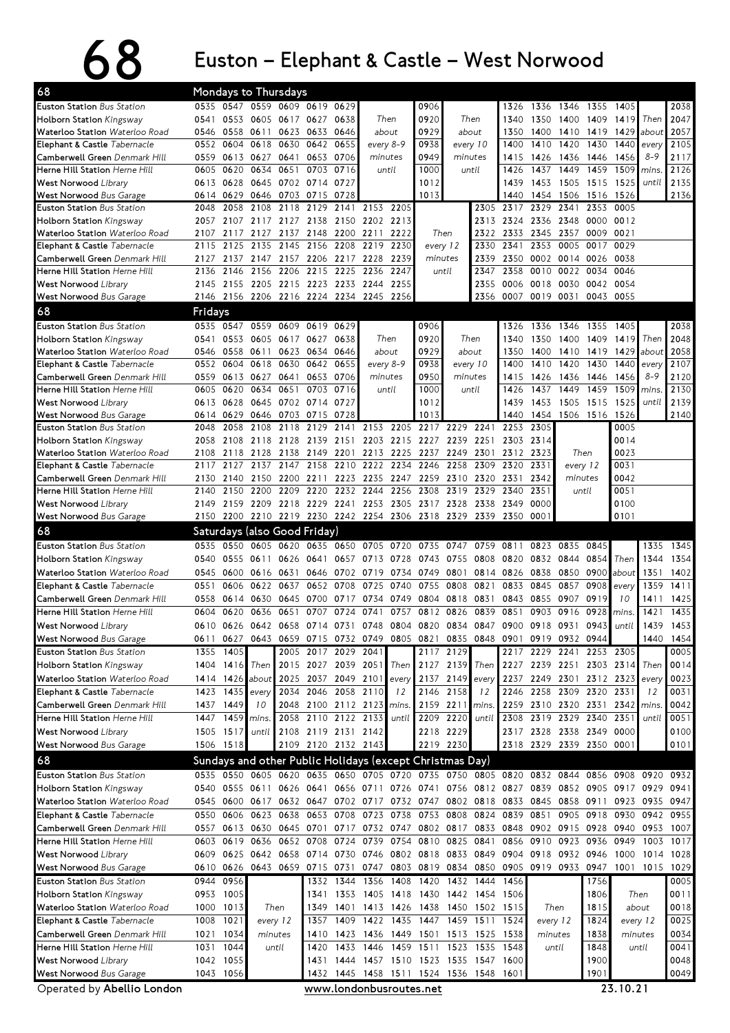# 68 Euston – Elephant & Castle – West Norwood

## 68 Mondays to Thursdays

| | | | | | | | | | | | | | | | | | | |
|---|---|---|---|---|---|---|---|---|---|---|---|---|---|---|---|---|---|---|
| Euston Station Bus Station | 0535 | 0547 | 0559 | 0609 | 0619 | 0629 | | 0906 | | 1326 | 1336 | 1346 | 1355 | 1405 | | 2038 |
| Holborn Station Kingsway | 0541 | 0553 | 0605 | 0617 | 0627 | 0638 | Then | 0920 | Then | 1340 | 1350 | 1400 | 1409 | 1419 | Then | 2047 |
| Waterloo Station Waterloo Road | 0546 | 0558 | 0611 | 0623 | 0633 | 0646 | about | 0929 | about | 1350 | 1400 | 1410 | 1419 | 1429 | about | 2057 |
| Elephant & Castle Tabernacle | 0552 | 0604 | 0618 | 0630 | 0642 | 0655 | every 8-9 | 0938 | every 10 | 1400 | 1410 | 1420 | 1430 | 1440 | every | 2105 |
| Camberwell Green Denmark Hill | 0559 | 0613 | 0627 | 0641 | 0653 | 0706 | minutes | 0949 | minutes | 1415 | 1426 | 1436 | 1446 | 1456 | 8-9 | 2117 |
| Herne Hill Station Herne Hill | 0605 | 0620 | 0634 | 0651 | 0703 | 0716 | until | 1000 | until | 1426 | 1437 | 1449 | 1459 | 1509 | mins. | 2126 |
| West Norwood Library | 0613 | 0628 | 0645 | 0702 | 0714 | 0727 | | 1012 | | 1439 | 1453 | 1505 | 1515 | 1525 | until | 2135 |
| West Norwood Bus Garage | 0614 | 0629 | 0646 | 0703 | 0715 | 0728 | | 1013 | | 1440 | 1454 | 1506 | 1516 | 1526 | | 2136 |

| | | | | | | | | | | | | | | | | |
|---|---|---|---|---|---|---|---|---|---|---|---|---|---|---|---|---|
| Euston Station Bus Station | 2048 | 2058 | 2108 | 2118 | 2129 | 2141 | 2153 | 2205 | | 2305 | 2317 | 2329 | 2341 | 2353 | 0005 |
| Holborn Station Kingsway | 2057 | 2107 | 2117 | 2127 | 2138 | 2150 | 2202 | 2213 | | 2313 | 2324 | 2336 | 2348 | 0000 | 0012 |
| Waterloo Station Waterloo Road | 2107 | 2117 | 2127 | 2137 | 2148 | 2200 | 2211 | 2222 | Then | 2322 | 2333 | 2345 | 2357 | 0009 | 0021 |
| Elephant & Castle Tabernacle | 2115 | 2125 | 2135 | 2145 | 2156 | 2208 | 2219 | 2230 | every 12 | 2330 | 2341 | 2353 | 0005 | 0017 | 0029 |
| Camberwell Green Denmark Hill | 2127 | 2137 | 2147 | 2157 | 2206 | 2217 | 2228 | 2239 | minutes | 2339 | 2350 | 0002 | 0014 | 0026 | 0038 |
| Herne Hill Station Herne Hill | 2136 | 2146 | 2156 | 2206 | 2215 | 2225 | 2236 | 2247 | until | 2347 | 2358 | 0010 | 0022 | 0034 | 0046 |
| West Norwood Library | 2145 | 2155 | 2205 | 2215 | 2223 | 2233 | 2244 | 2255 | | 2355 | 0006 | 0018 | 0030 | 0042 | 0054 |
| West Norwood Bus Garage | 2146 | 2156 | 2206 | 2216 | 2224 | 2234 | 2245 | 2256 | | 2356 | 0007 | 0019 | 0031 | 0043 | 0055 |

## 68 Fridays

| | | | | | | | | | | | | | | | | |
|---|---|---|---|---|---|---|---|---|---|---|---|---|---|---|---|---|
| Euston Station Bus Station | 0535 | 0547 | 0559 | 0609 | 0619 | 0629 | | 0906 | | 1326 | 1336 | 1346 | 1355 | 1405 | | 2038 |
| Holborn Station Kingsway | 0541 | 0553 | 0605 | 0617 | 0627 | 0638 | Then | 0920 | Then | 1340 | 1350 | 1400 | 1409 | 1419 | Then | 2048 |
| Waterloo Station Waterloo Road | 0546 | 0558 | 0611 | 0623 | 0634 | 0646 | about | 0929 | about | 1350 | 1400 | 1410 | 1419 | 1429 | about | 2058 |
| Elephant & Castle Tabernacle | 0552 | 0604 | 0618 | 0630 | 0642 | 0655 | every 8-9 | 0938 | every 10 | 1400 | 1410 | 1420 | 1430 | 1440 | every | 2107 |
| Camberwell Green Denmark Hill | 0559 | 0613 | 0627 | 0641 | 0653 | 0706 | minutes | 0950 | minutes | 1415 | 1426 | 1436 | 1446 | 1456 | 8-9 | 2120 |
| Herne Hill Station Herne Hill | 0605 | 0620 | 0634 | 0651 | 0703 | 0716 | until | 1000 | until | 1426 | 1437 | 1449 | 1459 | 1509 | mins. | 2130 |
| West Norwood Library | 0613 | 0628 | 0645 | 0702 | 0714 | 0727 | | 1012 | | 1439 | 1453 | 1505 | 1515 | 1525 | until | 2139 |
| West Norwood Bus Garage | 0614 | 0629 | 0646 | 0703 | 0715 | 0728 | | 1013 | | 1440 | 1454 | 1506 | 1516 | 1526 | | 2140 |

| | | | | | | | | | | | | | | | | |
|---|---|---|---|---|---|---|---|---|---|---|---|---|---|---|---|---|
| Euston Station Bus Station | 2048 | 2058 | 2108 | 2118 | 2129 | 2141 | 2153 | 2205 | 2217 | 2229 | 2241 | 2253 | 2305 | | 0005 |
| Holborn Station Kingsway | 2058 | 2108 | 2118 | 2128 | 2139 | 2151 | 2203 | 2215 | 2227 | 2239 | 2251 | 2303 | 2314 | | 0014 |
| Waterloo Station Waterloo Road | 2108 | 2118 | 2128 | 2138 | 2149 | 2201 | 2213 | 2225 | 2237 | 2249 | 2301 | 2312 | 2323 | Then | 0023 |
| Elephant & Castle Tabernacle | 2117 | 2127 | 2137 | 2147 | 2158 | 2210 | 2222 | 2234 | 2246 | 2258 | 2309 | 2320 | 2331 | every 12 | 0031 |
| Camberwell Green Denmark Hill | 2130 | 2140 | 2150 | 2200 | 2211 | 2223 | 2235 | 2247 | 2259 | 2310 | 2320 | 2331 | 2342 | minutes | 0042 |
| Herne Hill Station Herne Hill | 2140 | 2150 | 2200 | 2209 | 2220 | 2232 | 2244 | 2256 | 2308 | 2319 | 2329 | 2340 | 2351 | until | 0051 |
| West Norwood Library | 2149 | 2159 | 2209 | 2218 | 2229 | 2241 | 2253 | 2305 | 2317 | 2328 | 2338 | 2349 | 0000 | | 0100 |
| West Norwood Bus Garage | 2150 | 2200 | 2210 | 2219 | 2230 | 2242 | 2254 | 2306 | 2318 | 2329 | 2339 | 2350 | 0001 | | 0101 |

## 68 Saturdays (also Good Friday)

| | | | | | | | | | | | | | | | | | | | |
|---|---|---|---|---|---|---|---|---|---|---|---|---|---|---|---|---|---|---|---|
| Euston Station Bus Station | 0535 | 0550 | 0605 | 0620 | 0635 | 0650 | 0705 | 0720 | 0735 | 0747 | 0759 | 0811 | 0823 | 0835 | 0845 | | 1335 | 1345 |
| Holborn Station Kingsway | 0540 | 0555 | 0611 | 0626 | 0641 | 0657 | 0713 | 0728 | 0743 | 0755 | 0808 | 0820 | 0832 | 0844 | 0854 | Then | 1344 | 1354 |
| Waterloo Station Waterloo Road | 0545 | 0600 | 0616 | 0631 | 0646 | 0702 | 0719 | 0734 | 0749 | 0801 | 0814 | 0826 | 0838 | 0850 | 0900 | about | 1351 | 1402 |
| Elephant & Castle Tabernacle | 0551 | 0606 | 0622 | 0637 | 0652 | 0708 | 0725 | 0740 | 0755 | 0808 | 0821 | 0833 | 0845 | 0857 | 0908 | every | 1359 | 1411 |
| Camberwell Green Denmark Hill | 0558 | 0614 | 0630 | 0645 | 0700 | 0717 | 0734 | 0749 | 0804 | 0818 | 0831 | 0843 | 0855 | 0907 | 0919 | 10 | 1411 | 1425 |
| Herne Hill Station Herne Hill | 0604 | 0620 | 0636 | 0651 | 0707 | 0724 | 0741 | 0757 | 0812 | 0826 | 0839 | 0851 | 0903 | 0916 | 0928 | mins. | 1421 | 1435 |
| West Norwood Library | 0610 | 0626 | 0642 | 0658 | 0714 | 0731 | 0748 | 0804 | 0820 | 0834 | 0847 | 0900 | 0918 | 0931 | 0943 | until | 1439 | 1453 |
| West Norwood Bus Garage | 0611 | 0627 | 0643 | 0659 | 0715 | 0732 | 0749 | 0805 | 0821 | 0835 | 0848 | 0901 | 0919 | 0932 | 0944 | | 1440 | 1454 |

| | | | | | | | | | | | | | | | | | | | |
|---|---|---|---|---|---|---|---|---|---|---|---|---|---|---|---|---|---|---|---|
| Euston Station Bus Station | 1355 | 1405 | | 2005 | 2017 | 2029 | 2041 | | 2117 | 2129 | | 2217 | 2229 | 2241 | 2253 | 2305 | | 0005 |
| Holborn Station Kingsway | 1404 | 1416 | Then | 2015 | 2027 | 2039 | 2051 | Then | 2127 | 2139 | Then | 2227 | 2239 | 2251 | 2303 | 2314 | Then | 0014 |
| Waterloo Station Waterloo Road | 1414 | 1426 | about | 2025 | 2037 | 2049 | 2101 | every | 2137 | 2149 | every | 2237 | 2249 | 2301 | 2312 | 2323 | every | 0023 |
| Elephant & Castle Tabernacle | 1423 | 1435 | every | 2034 | 2046 | 2058 | 2110 | 12 | 2146 | 2158 | 12 | 2246 | 2258 | 2309 | 2320 | 2331 | 12 | 0031 |
| Camberwell Green Denmark Hill | 1437 | 1449 | 10 | 2048 | 2100 | 2112 | 2123 | mins. | 2159 | 2211 | mins. | 2259 | 2310 | 2320 | 2331 | 2342 | mins. | 0042 |
| Herne Hill Station Herne Hill | 1447 | 1459 | mins. | 2058 | 2110 | 2122 | 2133 | until | 2209 | 2220 | until | 2308 | 2319 | 2329 | 2340 | 2351 | until | 0051 |
| West Norwood Library | 1505 | 1517 | until | 2108 | 2119 | 2131 | 2142 | | 2218 | 2229 | | 2317 | 2328 | 2338 | 2349 | 0000 | | 0100 |
| West Norwood Bus Garage | 1506 | 1518 | | 2109 | 2120 | 2132 | 2143 | | 2219 | 2230 | | 2318 | 2329 | 2339 | 2350 | 0001 | | 0101 |

## 68 Sundays and other Public Holidays (except Christmas Day)

| | | | | | | | | | | | | | | | | | | | |
|---|---|---|---|---|---|---|---|---|---|---|---|---|---|---|---|---|---|---|---|
| Euston Station Bus Station | 0535 | 0550 | 0605 | 0620 | 0635 | 0650 | 0705 | 0720 | 0735 | 0750 | 0805 | 0820 | 0832 | 0844 | 0856 | 0908 | 0920 | 0932 |
| Holborn Station Kingsway | 0540 | 0555 | 0611 | 0626 | 0641 | 0656 | 0711 | 0726 | 0741 | 0756 | 0812 | 0827 | 0839 | 0852 | 0905 | 0917 | 0929 | 0941 |
| Waterloo Station Waterloo Road | 0545 | 0600 | 0617 | 0632 | 0647 | 0702 | 0717 | 0732 | 0747 | 0802 | 0818 | 0833 | 0845 | 0858 | 0911 | 0923 | 0935 | 0947 |
| Elephant & Castle Tabernacle | 0550 | 0606 | 0623 | 0638 | 0653 | 0708 | 0723 | 0738 | 0753 | 0808 | 0824 | 0839 | 0851 | 0905 | 0918 | 0930 | 0942 | 0955 |
| Camberwell Green Denmark Hill | 0557 | 0613 | 0630 | 0645 | 0701 | 0717 | 0732 | 0747 | 0802 | 0817 | 0833 | 0848 | 0902 | 0915 | 0928 | 0940 | 0953 | 1007 |
| Herne Hill Station Herne Hill | 0603 | 0619 | 0636 | 0652 | 0708 | 0724 | 0739 | 0754 | 0810 | 0825 | 0841 | 0856 | 0910 | 0923 | 0936 | 0949 | 1003 | 1017 |
| West Norwood Library | 0609 | 0625 | 0642 | 0658 | 0714 | 0730 | 0746 | 0802 | 0818 | 0833 | 0849 | 0904 | 0918 | 0932 | 0946 | 1000 | 1014 | 1028 |
| West Norwood Bus Garage | 0610 | 0626 | 0643 | 0659 | 0715 | 0731 | 0747 | 0803 | 0819 | 0834 | 0850 | 0905 | 0919 | 0933 | 0947 | 1001 | 1015 | 1029 |

| | | | | | | | | | | | | | | | | |
|---|---|---|---|---|---|---|---|---|---|---|---|---|---|---|---|---|
| Euston Station Bus Station | 0944 | 0956 | | 1332 | 1344 | 1356 | 1408 | 1420 | 1432 | 1444 | 1456 | | 1756 | | 0005 |
| Holborn Station Kingsway | 0953 | 1005 | | 1341 | 1353 | 1405 | 1418 | 1430 | 1442 | 1454 | 1506 | | 1806 | Then | 0011 |
| Waterloo Station Waterloo Road | 1000 | 1013 | Then | 1349 | 1401 | 1413 | 1426 | 1438 | 1450 | 1502 | 1515 | Then | 1815 | about | 0018 |
| Elephant & Castle Tabernacle | 1008 | 1021 | every 12 | 1357 | 1409 | 1422 | 1435 | 1447 | 1459 | 1511 | 1524 | every 12 | 1824 | every 12 | 0025 |
| Camberwell Green Denmark Hill | 1021 | 1034 | minutes | 1410 | 1423 | 1436 | 1449 | 1501 | 1513 | 1525 | 1538 | minutes | 1838 | minutes | 0034 |
| Herne Hill Station Herne Hill | 1031 | 1044 | until | 1420 | 1433 | 1446 | 1459 | 1511 | 1523 | 1535 | 1548 | until | 1848 | until | 0041 |
| West Norwood Library | 1042 | 1055 | | 1431 | 1444 | 1457 | 1510 | 1523 | 1535 | 1547 | 1600 | | 1900 | | 0048 |
| West Norwood Bus Garage | 1043 | 1056 | | 1432 | 1445 | 1458 | 1511 | 1524 | 1536 | 1548 | 1601 | | 1901 | | 0049 |

Operated by **Abellio London** www.londonbusroutes.net 23.10.21